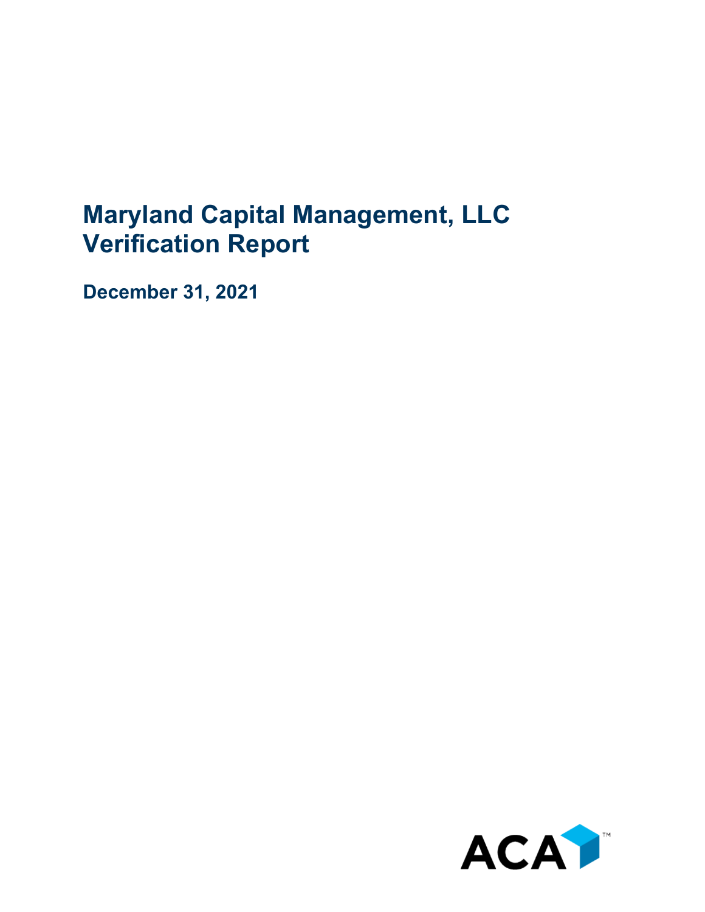# Maryland Capital Management, LLC
# Verification Report

**December 31, 2021**

ACA™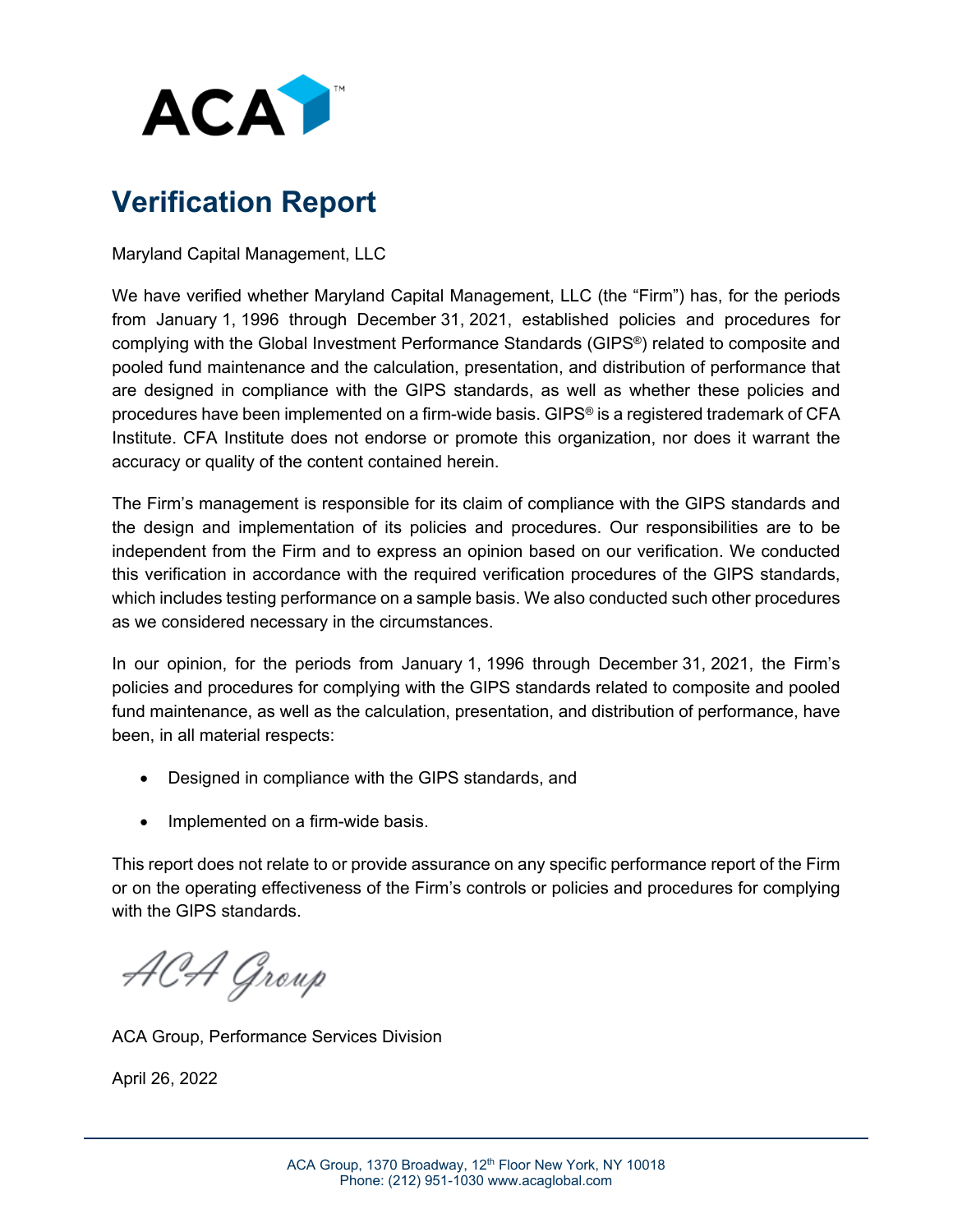# Verification Report

Maryland Capital Management, LLC

We have verified whether Maryland Capital Management, LLC (the "Firm") has, for the periods from January 1, 1996 through December 31, 2021, established policies and procedures for complying with the Global Investment Performance Standards (GIPS®) related to composite and pooled fund maintenance and the calculation, presentation, and distribution of performance that are designed in compliance with the GIPS standards, as well as whether these policies and procedures have been implemented on a firm-wide basis. GIPS® is a registered trademark of CFA Institute. CFA Institute does not endorse or promote this organization, nor does it warrant the accuracy or quality of the content contained herein.

The Firm's management is responsible for its claim of compliance with the GIPS standards and the design and implementation of its policies and procedures. Our responsibilities are to be independent from the Firm and to express an opinion based on our verification. We conducted this verification in accordance with the required verification procedures of the GIPS standards, which includes testing performance on a sample basis. We also conducted such other procedures as we considered necessary in the circumstances.

In our opinion, for the periods from January 1, 1996 through December 31, 2021, the Firm's policies and procedures for complying with the GIPS standards related to composite and pooled fund maintenance, as well as the calculation, presentation, and distribution of performance, have been, in all material respects:

- Designed in compliance with the GIPS standards, and
- Implemented on a firm-wide basis.

This report does not relate to or provide assurance on any specific performance report of the Firm or on the operating effectiveness of the Firm's controls or policies and procedures for complying with the GIPS standards.

*ACA Group*

ACA Group, Performance Services Division

April 26, 2022

ACA Group, 1370 Broadway, 12th Floor New York, NY 10018
Phone: (212) 951-1030 www.acaglobal.com